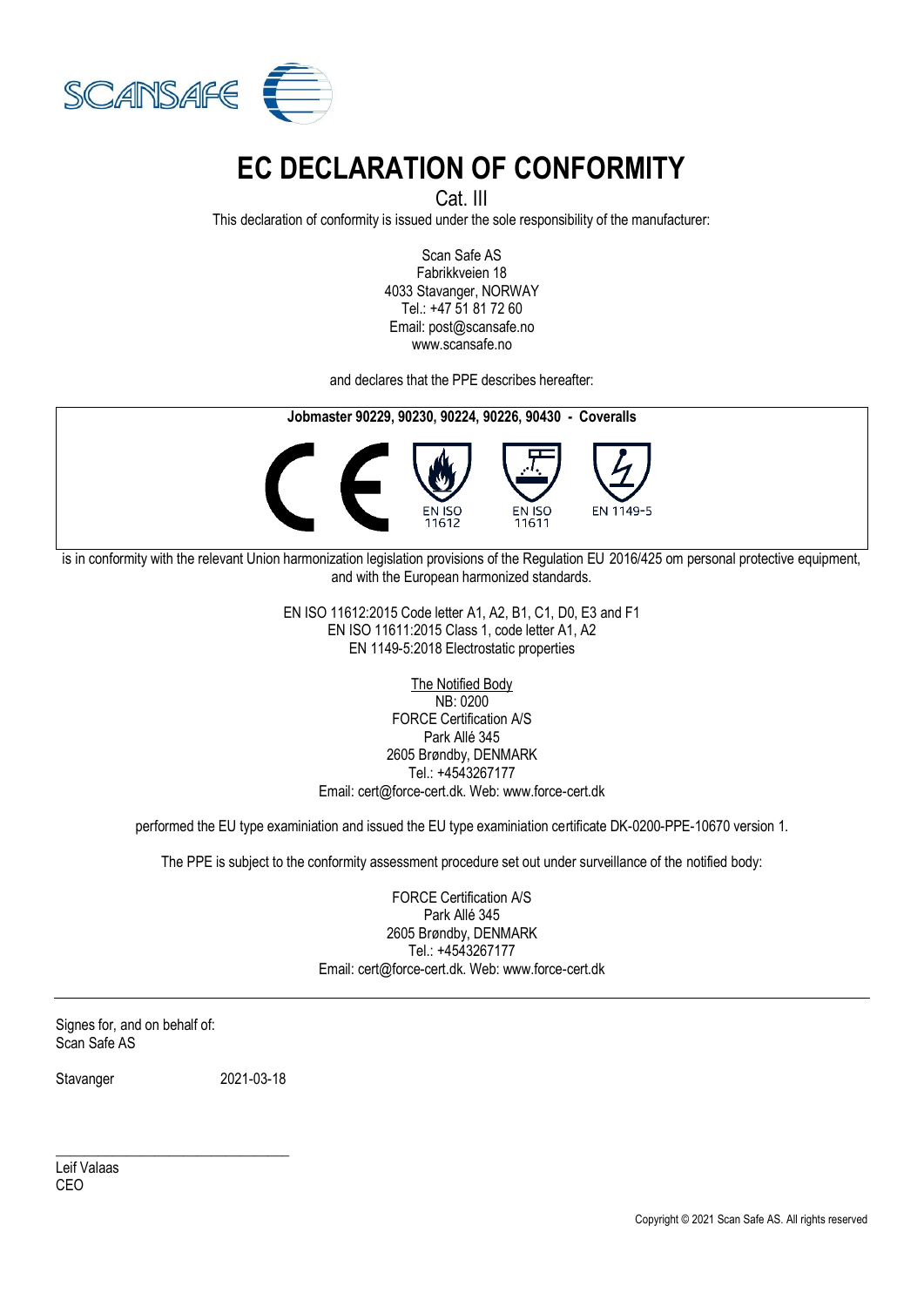# EC DECLARATION OF CONFORMITY

Cat. III

This declaration of conformity is issued under the sole responsibility of the manufacturer:

Scan Safe AS
Fabrikkveien 18
4033 Stavanger, NORWAY
Tel.: +47 51 81 72 60
Email: post@scansafe.no
www.scansafe.no

and declares that the PPE describes hereafter:

**Jobmaster 90229, 90230, 90224, 90226, 90430 - Coveralls**

EN ISO 11612 EN ISO 11611 EN 1149-5

is in conformity with the relevant Union harmonization legislation provisions of the Regulation EU 2016/425 om personal protective equipment, and with the European harmonized standards.

EN ISO 11612:2015 Code letter A1, A2, B1, C1, D0, E3 and F1
EN ISO 11611:2015 Class 1, code letter A1, A2
EN 1149-5:2018 Electrostatic properties

The Notified Body
NB: 0200
FORCE Certification A/S
Park Allé 345
2605 Brøndby, DENMARK
Tel.: +4543267177
Email: cert@force-cert.dk. Web: www.force-cert.dk

performed the EU type examiniation and issued the EU type examiniation certificate DK-0200-PPE-10670 version 1.

The PPE is subject to the conformity assessment procedure set out under surveillance of the notified body:

FORCE Certification A/S
Park Allé 345
2605 Brøndby, DENMARK
Tel.: +4543267177
Email: cert@force-cert.dk. Web: www.force-cert.dk

---

Signes for, and on behalf of:
Scan Safe AS

Stavanger 2021-03-18

Leif Valaas
CEO

Copyright © 2021 Scan Safe AS. All rights reserved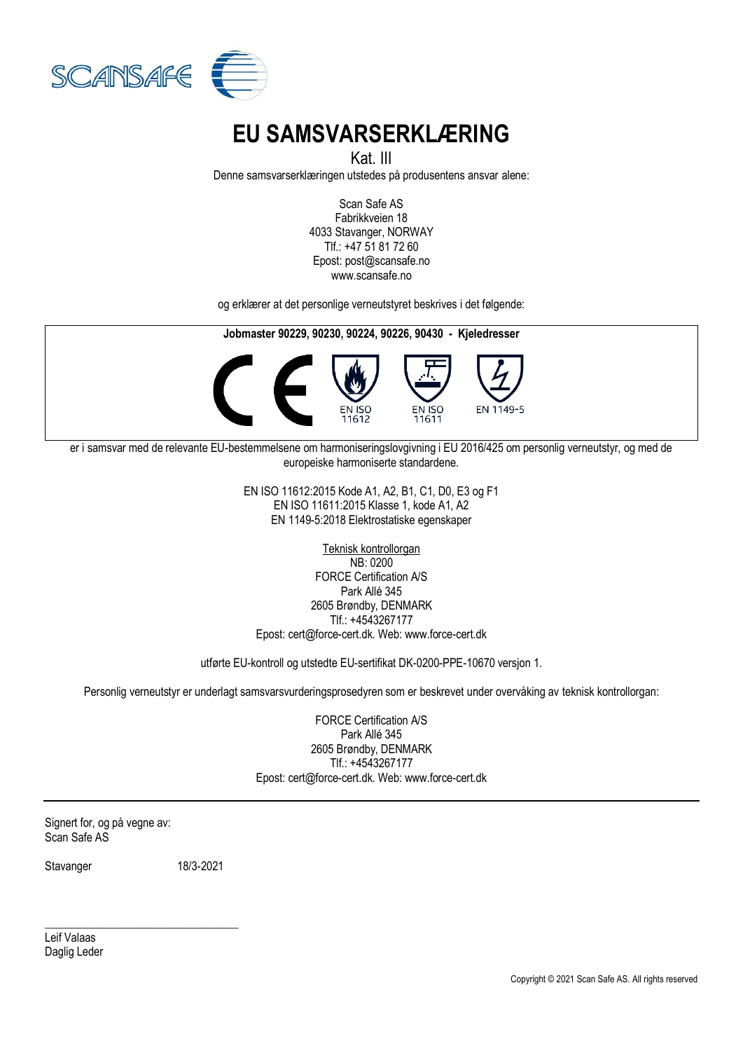# EU SAMSVARSERKLÆRING

Kat. III

Denne samsvarserklæringen utstedes på produsentens ansvar alene:

Scan Safe AS
Fabrikkveien 18
4033 Stavanger, NORWAY
Tlf.: +47 51 81 72 60
Epost: post@scansafe.no
www.scansafe.no

og erklærer at det personlige verneutstyret beskrives i det følgende:

**Jobmaster 90229, 90230, 90224, 90226, 90430 - Kjeledresser**

EN ISO 11612

EN ISO 11611

EN 1149-5

er i samsvar med de relevante EU-bestemmelsene om harmoniseringslovgivning i EU 2016/425 om personlig verneutstyr, og med de europeiske harmoniserte standardene.

EN ISO 11612:2015 Kode A1, A2, B1, C1, D0, E3 og F1
EN ISO 11611:2015 Klasse 1, kode A1, A2
EN 1149-5:2018 Elektrostatiske egenskaper

Teknisk kontrollorgan
NB: 0200
FORCE Certification A/S
Park Allé 345
2605 Brøndby, DENMARK
Tlf.: +4543267177
Epost: cert@force-cert.dk. Web: www.force-cert.dk

utførte EU-kontroll og utstedte EU-sertifikat DK-0200-PPE-10670 versjon 1.

Personlig verneutstyr er underlagt samsvarsvurderingsprosedyren som er beskrevet under overvåking av teknisk kontrollorgan:

FORCE Certification A/S
Park Allé 345
2605 Brøndby, DENMARK
Tlf.: +4543267177
Epost: cert@force-cert.dk. Web: www.force-cert.dk

---

Signert for, og på vegne av:
Scan Safe AS

Stavanger 18/3-2021

\_\_\_\_\_\_\_\_\_\_\_\_\_\_\_\_\_\_\_\_\_\_\_\_\_\_\_\_\_\_\_\_\_\_

Leif Valaas
Daglig Leder

Copyright © 2021 Scan Safe AS. All rights reserved